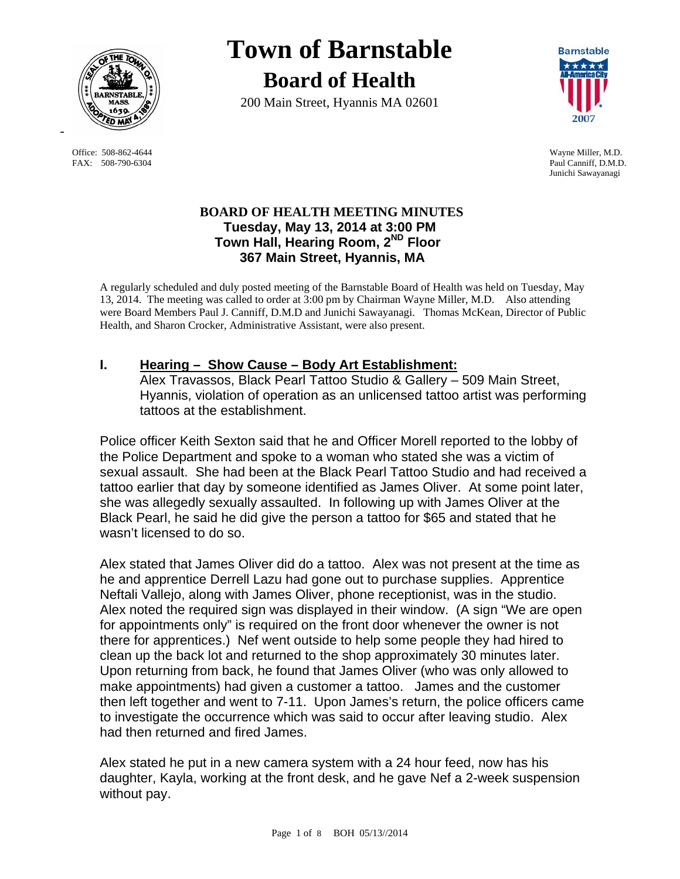# Town of Barnstable

## Board of Health

200 Main Street, Hyannis MA 02601

Office: 508-862-4644
FAX: 508-790-6304

Wayne Miller, M.D.
Paul Canniff, D.M.D.
Junichi Sawayanagi

**BOARD OF HEALTH MEETING MINUTES**
**Tuesday, May 13, 2014 at 3:00 PM**
**Town Hall, Hearing Room, 2ND Floor**
**367 Main Street, Hyannis, MA**

A regularly scheduled and duly posted meeting of the Barnstable Board of Health was held on Tuesday, May 13, 2014. The meeting was called to order at 3:00 pm by Chairman Wayne Miller, M.D. Also attending were Board Members Paul J. Canniff, D.M.D and Junichi Sawayanagi. Thomas McKean, Director of Public Health, and Sharon Crocker, Administrative Assistant, were also present.

## I. Hearing – Show Cause – Body Art Establishment:

Alex Travassos, Black Pearl Tattoo Studio & Gallery – 509 Main Street, Hyannis, violation of operation as an unlicensed tattoo artist was performing tattoos at the establishment.

Police officer Keith Sexton said that he and Officer Morell reported to the lobby of the Police Department and spoke to a woman who stated she was a victim of sexual assault. She had been at the Black Pearl Tattoo Studio and had received a tattoo earlier that day by someone identified as James Oliver. At some point later, she was allegedly sexually assaulted. In following up with James Oliver at the Black Pearl, he said he did give the person a tattoo for $65 and stated that he wasn't licensed to do so.

Alex stated that James Oliver did do a tattoo. Alex was not present at the time as he and apprentice Derrell Lazu had gone out to purchase supplies. Apprentice Neftali Vallejo, along with James Oliver, phone receptionist, was in the studio. Alex noted the required sign was displayed in their window. (A sign "We are open for appointments only" is required on the front door whenever the owner is not there for apprentices.) Nef went outside to help some people they had hired to clean up the back lot and returned to the shop approximately 30 minutes later. Upon returning from back, he found that James Oliver (who was only allowed to make appointments) had given a customer a tattoo. James and the customer then left together and went to 7-11. Upon James's return, the police officers came to investigate the occurrence which was said to occur after leaving studio. Alex had then returned and fired James.

Alex stated he put in a new camera system with a 24 hour feed, now has his daughter, Kayla, working at the front desk, and he gave Nef a 2-week suspension without pay.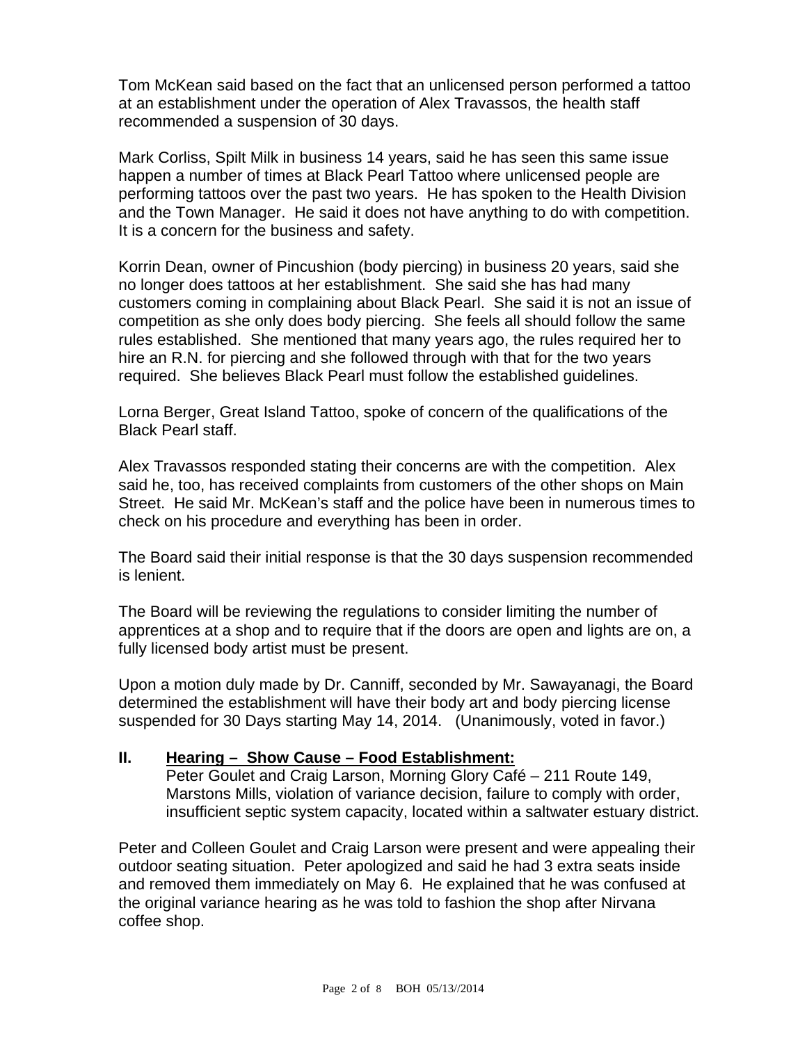Tom McKean said based on the fact that an unlicensed person performed a tattoo at an establishment under the operation of Alex Travassos, the health staff recommended a suspension of 30 days.

Mark Corliss, Spilt Milk in business 14 years, said he has seen this same issue happen a number of times at Black Pearl Tattoo where unlicensed people are performing tattoos over the past two years. He has spoken to the Health Division and the Town Manager. He said it does not have anything to do with competition. It is a concern for the business and safety.

Korrin Dean, owner of Pincushion (body piercing) in business 20 years, said she no longer does tattoos at her establishment. She said she has had many customers coming in complaining about Black Pearl. She said it is not an issue of competition as she only does body piercing. She feels all should follow the same rules established. She mentioned that many years ago, the rules required her to hire an R.N. for piercing and she followed through with that for the two years required. She believes Black Pearl must follow the established guidelines.

Lorna Berger, Great Island Tattoo, spoke of concern of the qualifications of the Black Pearl staff.

Alex Travassos responded stating their concerns are with the competition. Alex said he, too, has received complaints from customers of the other shops on Main Street. He said Mr. McKean's staff and the police have been in numerous times to check on his procedure and everything has been in order.

The Board said their initial response is that the 30 days suspension recommended is lenient.

The Board will be reviewing the regulations to consider limiting the number of apprentices at a shop and to require that if the doors are open and lights are on, a fully licensed body artist must be present.

Upon a motion duly made by Dr. Canniff, seconded by Mr. Sawayanagi, the Board determined the establishment will have their body art and body piercing license suspended for 30 Days starting May 14, 2014. (Unanimously, voted in favor.)

## II. <u>Hearing – Show Cause – Food Establishment:</u>

Peter Goulet and Craig Larson, Morning Glory Café – 211 Route 149, Marstons Mills, violation of variance decision, failure to comply with order, insufficient septic system capacity, located within a saltwater estuary district.

Peter and Colleen Goulet and Craig Larson were present and were appealing their outdoor seating situation. Peter apologized and said he had 3 extra seats inside and removed them immediately on May 6. He explained that he was confused at the original variance hearing as he was told to fashion the shop after Nirvana coffee shop.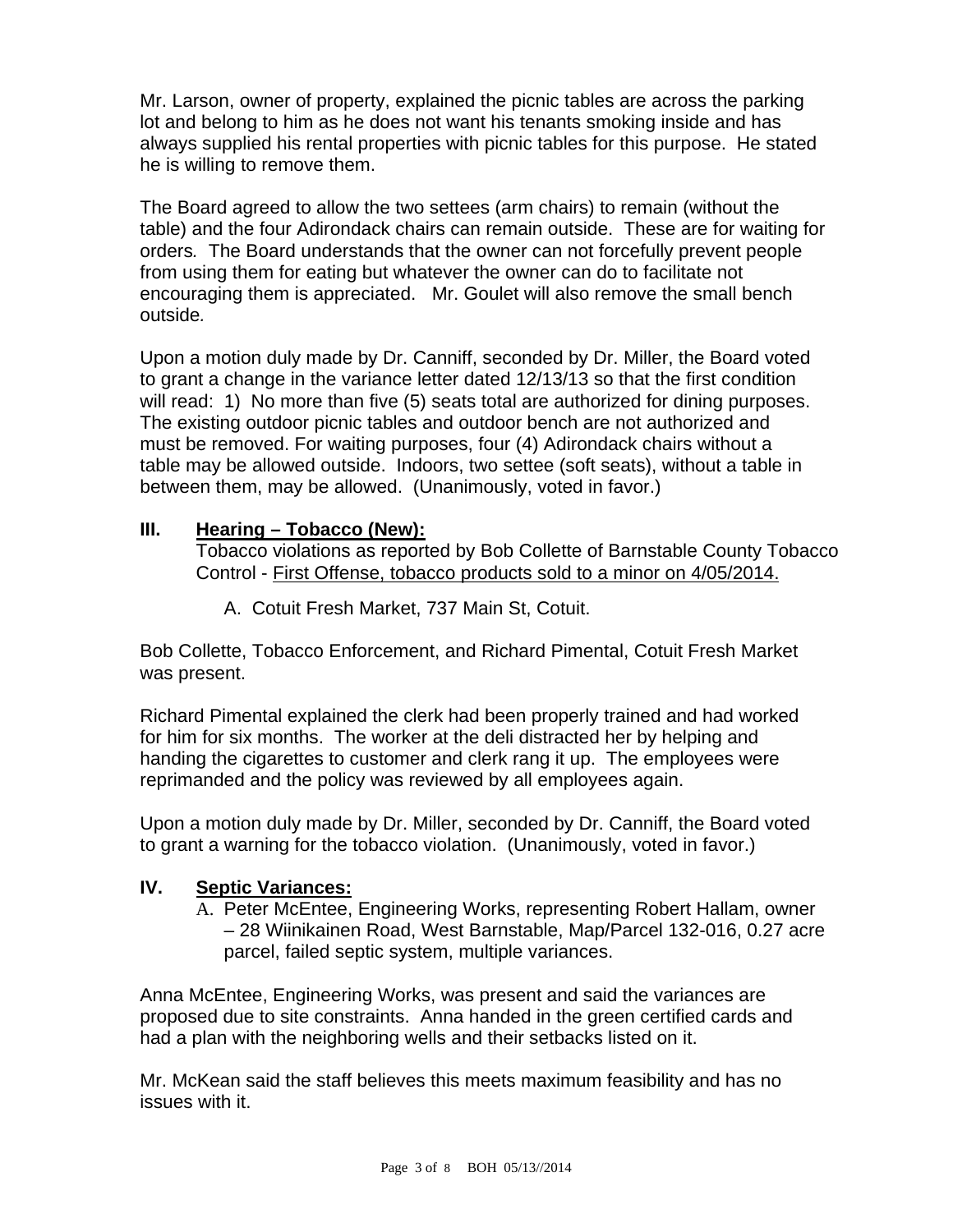Mr. Larson, owner of property, explained the picnic tables are across the parking lot and belong to him as he does not want his tenants smoking inside and has always supplied his rental properties with picnic tables for this purpose. He stated he is willing to remove them.

The Board agreed to allow the two settees (arm chairs) to remain (without the table) and the four Adirondack chairs can remain outside. These are for waiting for orders. The Board understands that the owner can not forcefully prevent people from using them for eating but whatever the owner can do to facilitate not encouraging them is appreciated. Mr. Goulet will also remove the small bench outside.

Upon a motion duly made by Dr. Canniff, seconded by Dr. Miller, the Board voted to grant a change in the variance letter dated 12/13/13 so that the first condition will read: 1) No more than five (5) seats total are authorized for dining purposes. The existing outdoor picnic tables and outdoor bench are not authorized and must be removed. For waiting purposes, four (4) Adirondack chairs without a table may be allowed outside. Indoors, two settee (soft seats), without a table in between them, may be allowed. (Unanimously, voted in favor.)

## III. Hearing – Tobacco (New):

Tobacco violations as reported by Bob Collette of Barnstable County Tobacco Control - First Offense, tobacco products sold to a minor on 4/05/2014.

A. Cotuit Fresh Market, 737 Main St, Cotuit.

Bob Collette, Tobacco Enforcement, and Richard Pimental, Cotuit Fresh Market was present.

Richard Pimental explained the clerk had been properly trained and had worked for him for six months. The worker at the deli distracted her by helping and handing the cigarettes to customer and clerk rang it up. The employees were reprimanded and the policy was reviewed by all employees again.

Upon a motion duly made by Dr. Miller, seconded by Dr. Canniff, the Board voted to grant a warning for the tobacco violation. (Unanimously, voted in favor.)

## IV. Septic Variances:

A. Peter McEntee, Engineering Works, representing Robert Hallam, owner – 28 Wiinikainen Road, West Barnstable, Map/Parcel 132-016, 0.27 acre parcel, failed septic system, multiple variances.

Anna McEntee, Engineering Works, was present and said the variances are proposed due to site constraints. Anna handed in the green certified cards and had a plan with the neighboring wells and their setbacks listed on it.

Mr. McKean said the staff believes this meets maximum feasibility and has no issues with it.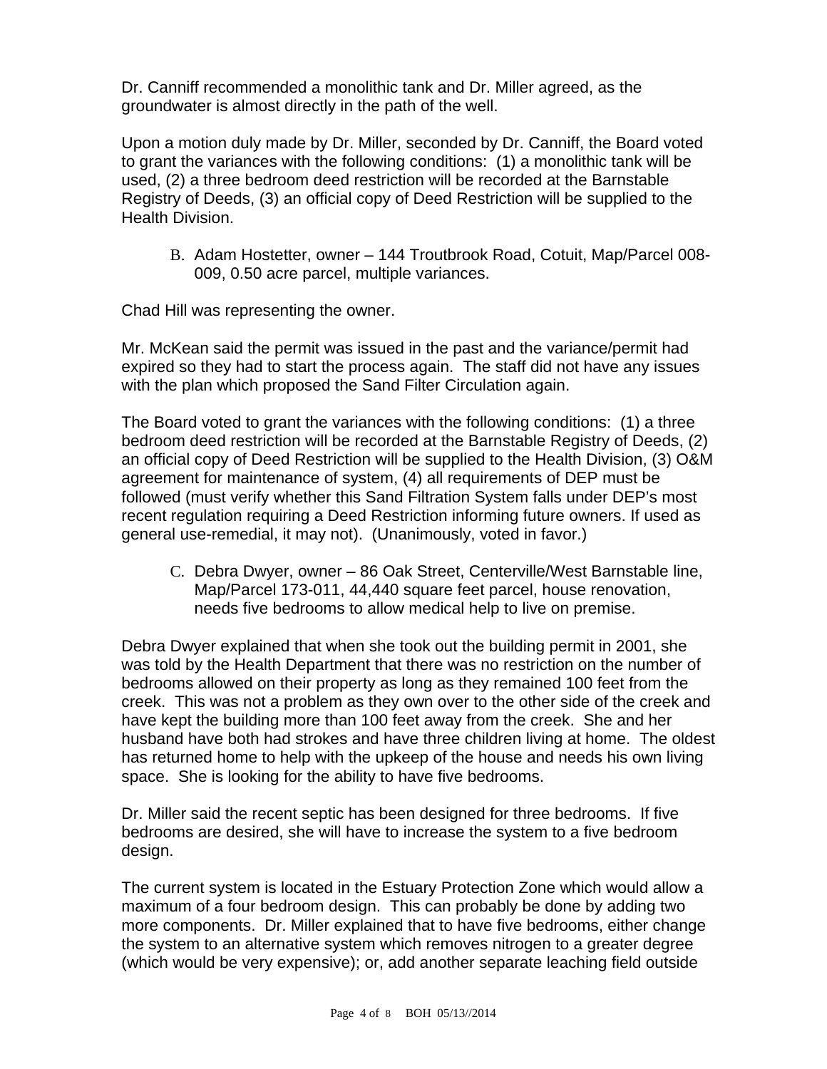Dr. Canniff recommended a monolithic tank and Dr. Miller agreed, as the groundwater is almost directly in the path of the well.

Upon a motion duly made by Dr. Miller, seconded by Dr. Canniff, the Board voted to grant the variances with the following conditions: (1) a monolithic tank will be used, (2) a three bedroom deed restriction will be recorded at the Barnstable Registry of Deeds, (3) an official copy of Deed Restriction will be supplied to the Health Division.

B. Adam Hostetter, owner – 144 Troutbrook Road, Cotuit, Map/Parcel 008-009, 0.50 acre parcel, multiple variances.

Chad Hill was representing the owner.

Mr. McKean said the permit was issued in the past and the variance/permit had expired so they had to start the process again. The staff did not have any issues with the plan which proposed the Sand Filter Circulation again.

The Board voted to grant the variances with the following conditions: (1) a three bedroom deed restriction will be recorded at the Barnstable Registry of Deeds, (2) an official copy of Deed Restriction will be supplied to the Health Division, (3) O&M agreement for maintenance of system, (4) all requirements of DEP must be followed (must verify whether this Sand Filtration System falls under DEP's most recent regulation requiring a Deed Restriction informing future owners. If used as general use-remedial, it may not). (Unanimously, voted in favor.)

C. Debra Dwyer, owner – 86 Oak Street, Centerville/West Barnstable line, Map/Parcel 173-011, 44,440 square feet parcel, house renovation, needs five bedrooms to allow medical help to live on premise.

Debra Dwyer explained that when she took out the building permit in 2001, she was told by the Health Department that there was no restriction on the number of bedrooms allowed on their property as long as they remained 100 feet from the creek. This was not a problem as they own over to the other side of the creek and have kept the building more than 100 feet away from the creek. She and her husband have both had strokes and have three children living at home. The oldest has returned home to help with the upkeep of the house and needs his own living space. She is looking for the ability to have five bedrooms.

Dr. Miller said the recent septic has been designed for three bedrooms. If five bedrooms are desired, she will have to increase the system to a five bedroom design.

The current system is located in the Estuary Protection Zone which would allow a maximum of a four bedroom design. This can probably be done by adding two more components. Dr. Miller explained that to have five bedrooms, either change the system to an alternative system which removes nitrogen to a greater degree (which would be very expensive); or, add another separate leaching field outside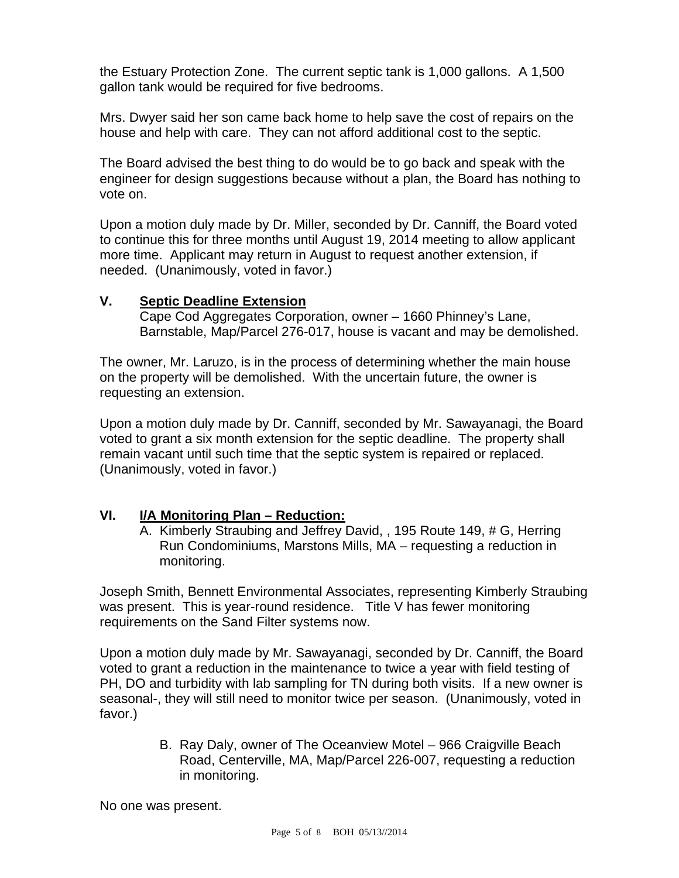the Estuary Protection Zone. The current septic tank is 1,000 gallons. A 1,500 gallon tank would be required for five bedrooms.

Mrs. Dwyer said her son came back home to help save the cost of repairs on the house and help with care. They can not afford additional cost to the septic.

The Board advised the best thing to do would be to go back and speak with the engineer for design suggestions because without a plan, the Board has nothing to vote on.

Upon a motion duly made by Dr. Miller, seconded by Dr. Canniff, the Board voted to continue this for three months until August 19, 2014 meeting to allow applicant more time. Applicant may return in August to request another extension, if needed. (Unanimously, voted in favor.)

## V. Septic Deadline Extension

Cape Cod Aggregates Corporation, owner – 1660 Phinney's Lane, Barnstable, Map/Parcel 276-017, house is vacant and may be demolished.

The owner, Mr. Laruzo, is in the process of determining whether the main house on the property will be demolished. With the uncertain future, the owner is requesting an extension.

Upon a motion duly made by Dr. Canniff, seconded by Mr. Sawayanagi, the Board voted to grant a six month extension for the septic deadline. The property shall remain vacant until such time that the septic system is repaired or replaced. (Unanimously, voted in favor.)

## VI. I/A Monitoring Plan – Reduction:

A. Kimberly Straubing and Jeffrey David, , 195 Route 149, # G, Herring Run Condominiums, Marstons Mills, MA – requesting a reduction in monitoring.

Joseph Smith, Bennett Environmental Associates, representing Kimberly Straubing was present. This is year-round residence. Title V has fewer monitoring requirements on the Sand Filter systems now.

Upon a motion duly made by Mr. Sawayanagi, seconded by Dr. Canniff, the Board voted to grant a reduction in the maintenance to twice a year with field testing of PH, DO and turbidity with lab sampling for TN during both visits. If a new owner is seasonal-, they will still need to monitor twice per season. (Unanimously, voted in favor.)

B. Ray Daly, owner of The Oceanview Motel – 966 Craigville Beach Road, Centerville, MA, Map/Parcel 226-007, requesting a reduction in monitoring.

No one was present.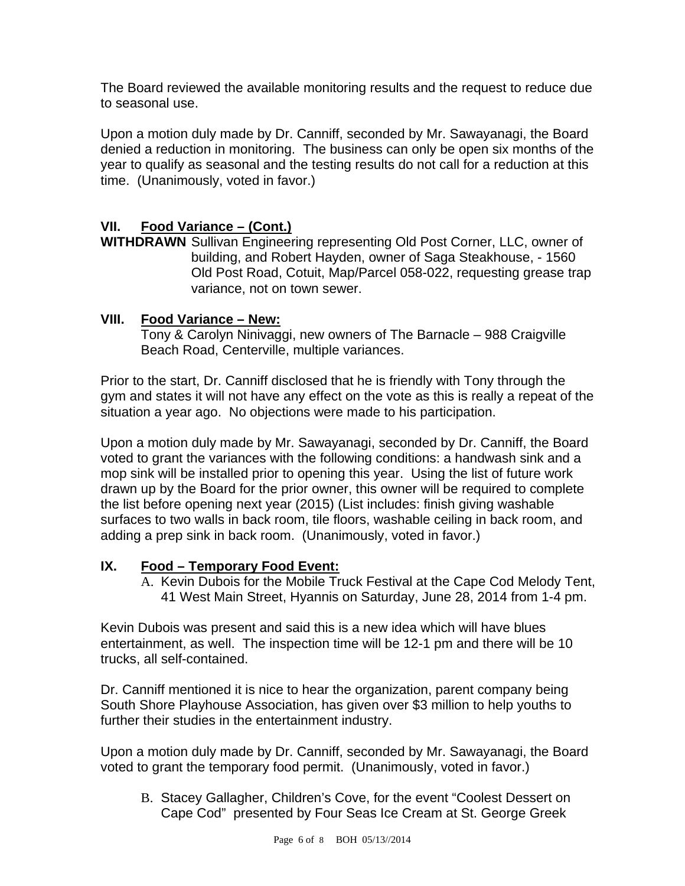The Board reviewed the available monitoring results and the request to reduce due to seasonal use.

Upon a motion duly made by Dr. Canniff, seconded by Mr. Sawayanagi, the Board denied a reduction in monitoring. The business can only be open six months of the year to qualify as seasonal and the testing results do not call for a reduction at this time. (Unanimously, voted in favor.)

## VII. Food Variance – (Cont.)

**WITHDRAWN** Sullivan Engineering representing Old Post Corner, LLC, owner of building, and Robert Hayden, owner of Saga Steakhouse, - 1560 Old Post Road, Cotuit, Map/Parcel 058-022, requesting grease trap variance, not on town sewer.

## VIII. Food Variance – New:

Tony & Carolyn Ninivaggi, new owners of The Barnacle – 988 Craigville Beach Road, Centerville, multiple variances.

Prior to the start, Dr. Canniff disclosed that he is friendly with Tony through the gym and states it will not have any effect on the vote as this is really a repeat of the situation a year ago. No objections were made to his participation.

Upon a motion duly made by Mr. Sawayanagi, seconded by Dr. Canniff, the Board voted to grant the variances with the following conditions: a handwash sink and a mop sink will be installed prior to opening this year. Using the list of future work drawn up by the Board for the prior owner, this owner will be required to complete the list before opening next year (2015) (List includes: finish giving washable surfaces to two walls in back room, tile floors, washable ceiling in back room, and adding a prep sink in back room. (Unanimously, voted in favor.)

## IX. Food – Temporary Food Event:

A. Kevin Dubois for the Mobile Truck Festival at the Cape Cod Melody Tent, 41 West Main Street, Hyannis on Saturday, June 28, 2014 from 1-4 pm.

Kevin Dubois was present and said this is a new idea which will have blues entertainment, as well. The inspection time will be 12-1 pm and there will be 10 trucks, all self-contained.

Dr. Canniff mentioned it is nice to hear the organization, parent company being South Shore Playhouse Association, has given over $3 million to help youths to further their studies in the entertainment industry.

Upon a motion duly made by Dr. Canniff, seconded by Mr. Sawayanagi, the Board voted to grant the temporary food permit. (Unanimously, voted in favor.)

B. Stacey Gallagher, Children's Cove, for the event "Coolest Dessert on Cape Cod" presented by Four Seas Ice Cream at St. George Greek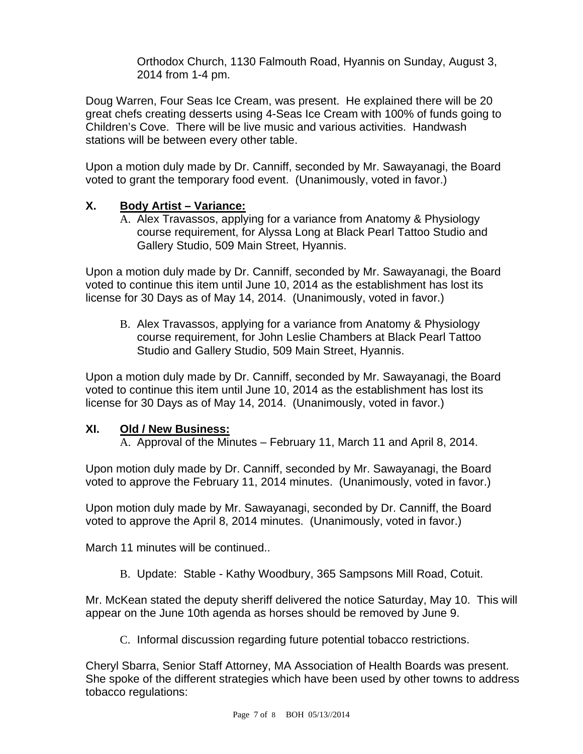Orthodox Church, 1130 Falmouth Road, Hyannis on Sunday, August 3, 2014 from 1-4 pm.

Doug Warren, Four Seas Ice Cream, was present. He explained there will be 20 great chefs creating desserts using 4-Seas Ice Cream with 100% of funds going to Children's Cove. There will be live music and various activities. Handwash stations will be between every other table.

Upon a motion duly made by Dr. Canniff, seconded by Mr. Sawayanagi, the Board voted to grant the temporary food event. (Unanimously, voted in favor.)

## X. <u>Body Artist – Variance:</u>

A. Alex Travassos, applying for a variance from Anatomy & Physiology course requirement, for Alyssa Long at Black Pearl Tattoo Studio and Gallery Studio, 509 Main Street, Hyannis.

Upon a motion duly made by Dr. Canniff, seconded by Mr. Sawayanagi, the Board voted to continue this item until June 10, 2014 as the establishment has lost its license for 30 Days as of May 14, 2014. (Unanimously, voted in favor.)

B. Alex Travassos, applying for a variance from Anatomy & Physiology course requirement, for John Leslie Chambers at Black Pearl Tattoo Studio and Gallery Studio, 509 Main Street, Hyannis.

Upon a motion duly made by Dr. Canniff, seconded by Mr. Sawayanagi, the Board voted to continue this item until June 10, 2014 as the establishment has lost its license for 30 Days as of May 14, 2014. (Unanimously, voted in favor.)

## XI. <u>Old / New Business:</u>

A. Approval of the Minutes – February 11, March 11 and April 8, 2014.

Upon motion duly made by Dr. Canniff, seconded by Mr. Sawayanagi, the Board voted to approve the February 11, 2014 minutes. (Unanimously, voted in favor.)

Upon motion duly made by Mr. Sawayanagi, seconded by Dr. Canniff, the Board voted to approve the April 8, 2014 minutes. (Unanimously, voted in favor.)

March 11 minutes will be continued..

B. Update: Stable - Kathy Woodbury, 365 Sampsons Mill Road, Cotuit.

Mr. McKean stated the deputy sheriff delivered the notice Saturday, May 10. This will appear on the June 10th agenda as horses should be removed by June 9.

C. Informal discussion regarding future potential tobacco restrictions.

Cheryl Sbarra, Senior Staff Attorney, MA Association of Health Boards was present. She spoke of the different strategies which have been used by other towns to address tobacco regulations: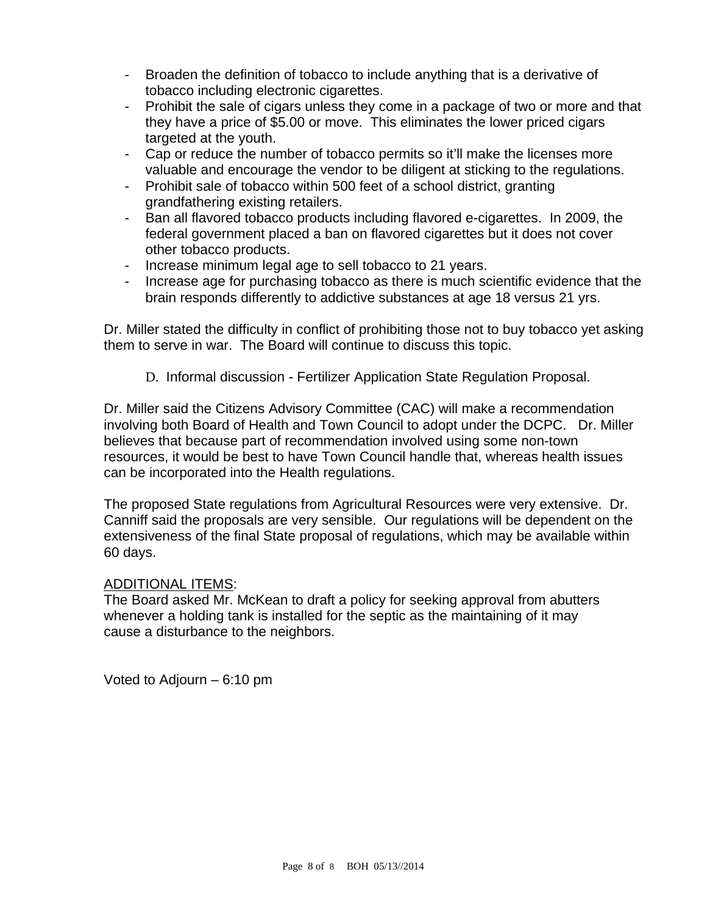- Broaden the definition of tobacco to include anything that is a derivative of tobacco including electronic cigarettes.
- Prohibit the sale of cigars unless they come in a package of two or more and that they have a price of $5.00 or move. This eliminates the lower priced cigars targeted at the youth.
- Cap or reduce the number of tobacco permits so it'll make the licenses more valuable and encourage the vendor to be diligent at sticking to the regulations.
- Prohibit sale of tobacco within 500 feet of a school district, granting grandfathering existing retailers.
- Ban all flavored tobacco products including flavored e-cigarettes. In 2009, the federal government placed a ban on flavored cigarettes but it does not cover other tobacco products.
- Increase minimum legal age to sell tobacco to 21 years.
- Increase age for purchasing tobacco as there is much scientific evidence that the brain responds differently to addictive substances at age 18 versus 21 yrs.

Dr. Miller stated the difficulty in conflict of prohibiting those not to buy tobacco yet asking them to serve in war. The Board will continue to discuss this topic.

D. Informal discussion - Fertilizer Application State Regulation Proposal.

Dr. Miller said the Citizens Advisory Committee (CAC) will make a recommendation involving both Board of Health and Town Council to adopt under the DCPC. Dr. Miller believes that because part of recommendation involved using some non-town resources, it would be best to have Town Council handle that, whereas health issues can be incorporated into the Health regulations.

The proposed State regulations from Agricultural Resources were very extensive. Dr. Canniff said the proposals are very sensible. Our regulations will be dependent on the extensiveness of the final State proposal of regulations, which may be available within 60 days.

ADDITIONAL ITEMS:
The Board asked Mr. McKean to draft a policy for seeking approval from abutters whenever a holding tank is installed for the septic as the maintaining of it may cause a disturbance to the neighbors.

Voted to Adjourn – 6:10 pm